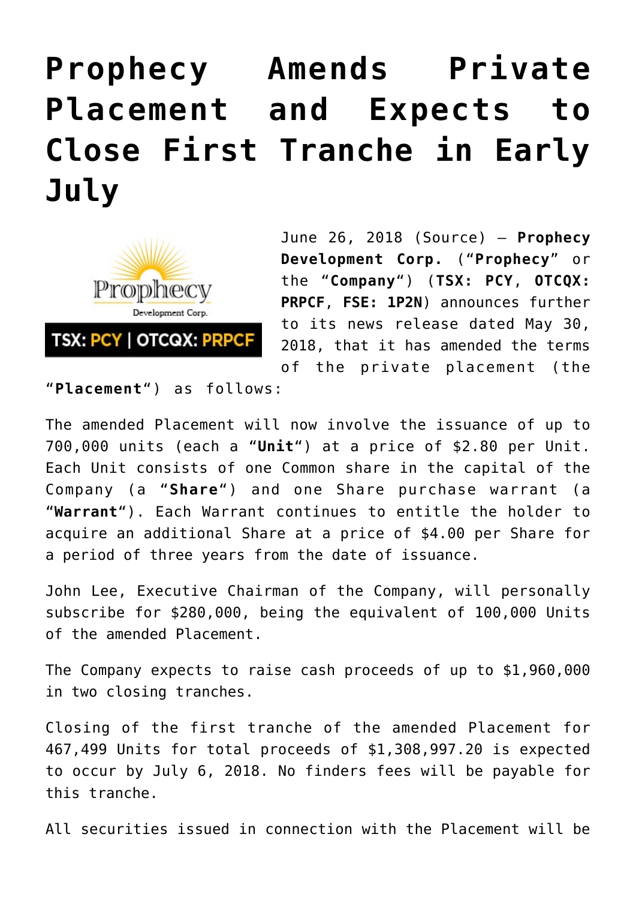# Prophecy Amends Private Placement and Expects to Close First Tranche in Early July

June 26, 2018 (Source) — **Prophecy Development Corp.** ("**Prophecy**" or the "**Company**") (**TSX: PCY**, **OTCQX: PRPCF**, **FSE: 1P2N**) announces further to its news release dated May 30, 2018, that it has amended the terms of the private placement (the "**Placement**") as follows:

The amended Placement will now involve the issuance of up to 700,000 units (each a "**Unit**") at a price of $2.80 per Unit. Each Unit consists of one Common share in the capital of the Company (a "**Share**") and one Share purchase warrant (a "**Warrant**"). Each Warrant continues to entitle the holder to acquire an additional Share at a price of $4.00 per Share for a period of three years from the date of issuance.

John Lee, Executive Chairman of the Company, will personally subscribe for $280,000, being the equivalent of 100,000 Units of the amended Placement.

The Company expects to raise cash proceeds of up to $1,960,000 in two closing tranches.

Closing of the first tranche of the amended Placement for 467,499 Units for total proceeds of $1,308,997.20 is expected to occur by July 6, 2018. No finders fees will be payable for this tranche.

All securities issued in connection with the Placement will be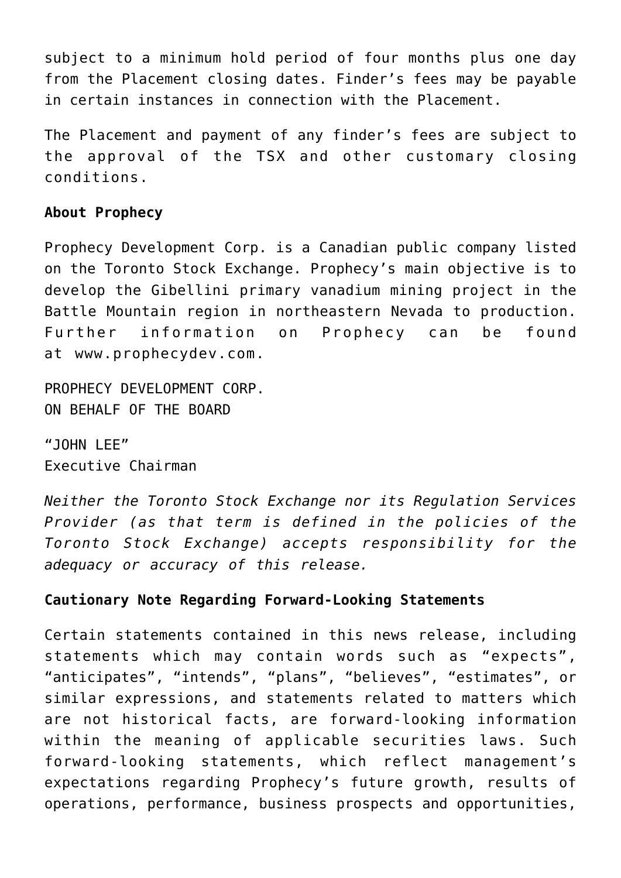subject to a minimum hold period of four months plus one day from the Placement closing dates. Finder's fees may be payable in certain instances in connection with the Placement.

The Placement and payment of any finder's fees are subject to the approval of the TSX and other customary closing conditions.

**About Prophecy**

Prophecy Development Corp. is a Canadian public company listed on the Toronto Stock Exchange. Prophecy's main objective is to develop the Gibellini primary vanadium mining project in the Battle Mountain region in northeastern Nevada to production. Further information on Prophecy can be found at www.prophecydev.com.

PROPHECY DEVELOPMENT CORP.
ON BEHALF OF THE BOARD

"JOHN LEE"
Executive Chairman

*Neither the Toronto Stock Exchange nor its Regulation Services Provider (as that term is defined in the policies of the Toronto Stock Exchange) accepts responsibility for the adequacy or accuracy of this release.*

**Cautionary Note Regarding Forward-Looking Statements**

Certain statements contained in this news release, including statements which may contain words such as "expects", "anticipates", "intends", "plans", "believes", "estimates", or similar expressions, and statements related to matters which are not historical facts, are forward-looking information within the meaning of applicable securities laws. Such forward-looking statements, which reflect management's expectations regarding Prophecy's future growth, results of operations, performance, business prospects and opportunities,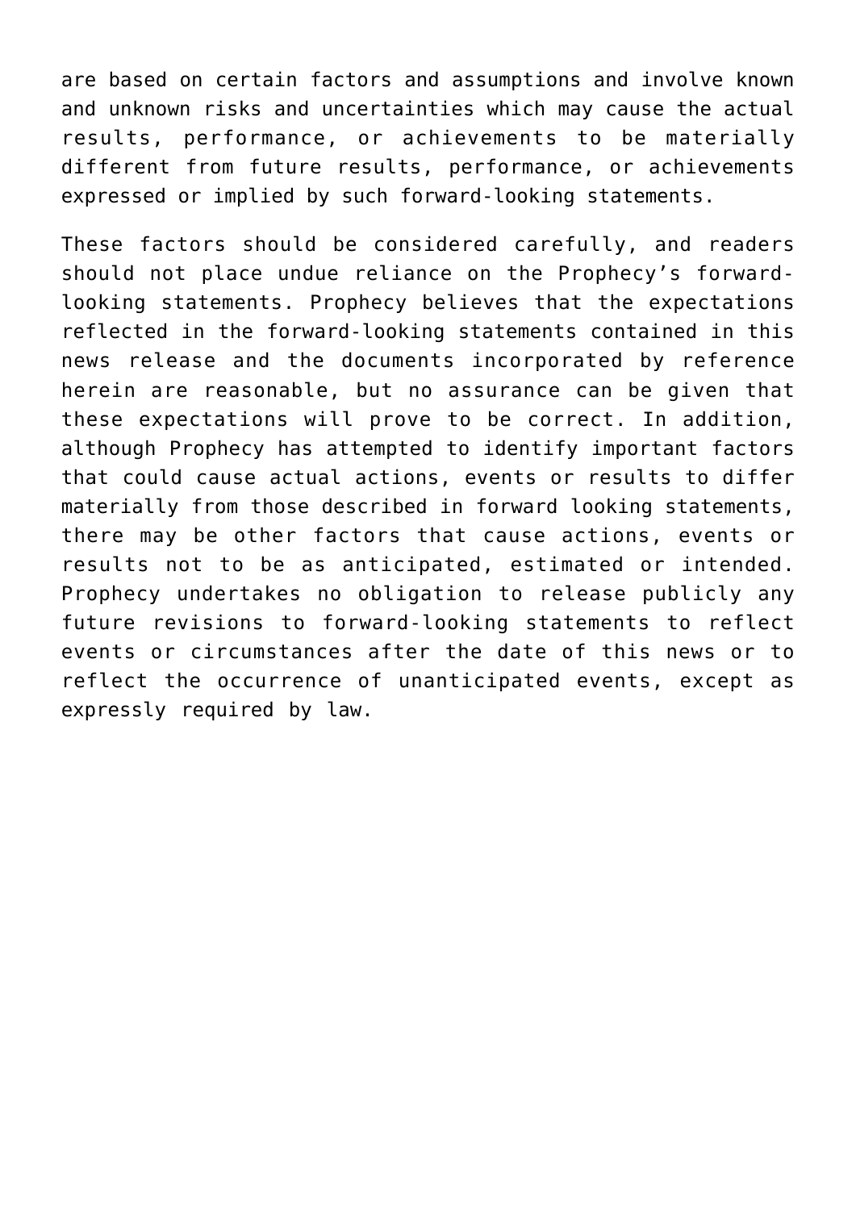are based on certain factors and assumptions and involve known and unknown risks and uncertainties which may cause the actual results, performance, or achievements to be materially different from future results, performance, or achievements expressed or implied by such forward-looking statements.

These factors should be considered carefully, and readers should not place undue reliance on the Prophecy's forward-looking statements. Prophecy believes that the expectations reflected in the forward-looking statements contained in this news release and the documents incorporated by reference herein are reasonable, but no assurance can be given that these expectations will prove to be correct. In addition, although Prophecy has attempted to identify important factors that could cause actual actions, events or results to differ materially from those described in forward looking statements, there may be other factors that cause actions, events or results not to be as anticipated, estimated or intended. Prophecy undertakes no obligation to release publicly any future revisions to forward-looking statements to reflect events or circumstances after the date of this news or to reflect the occurrence of unanticipated events, except as expressly required by law.